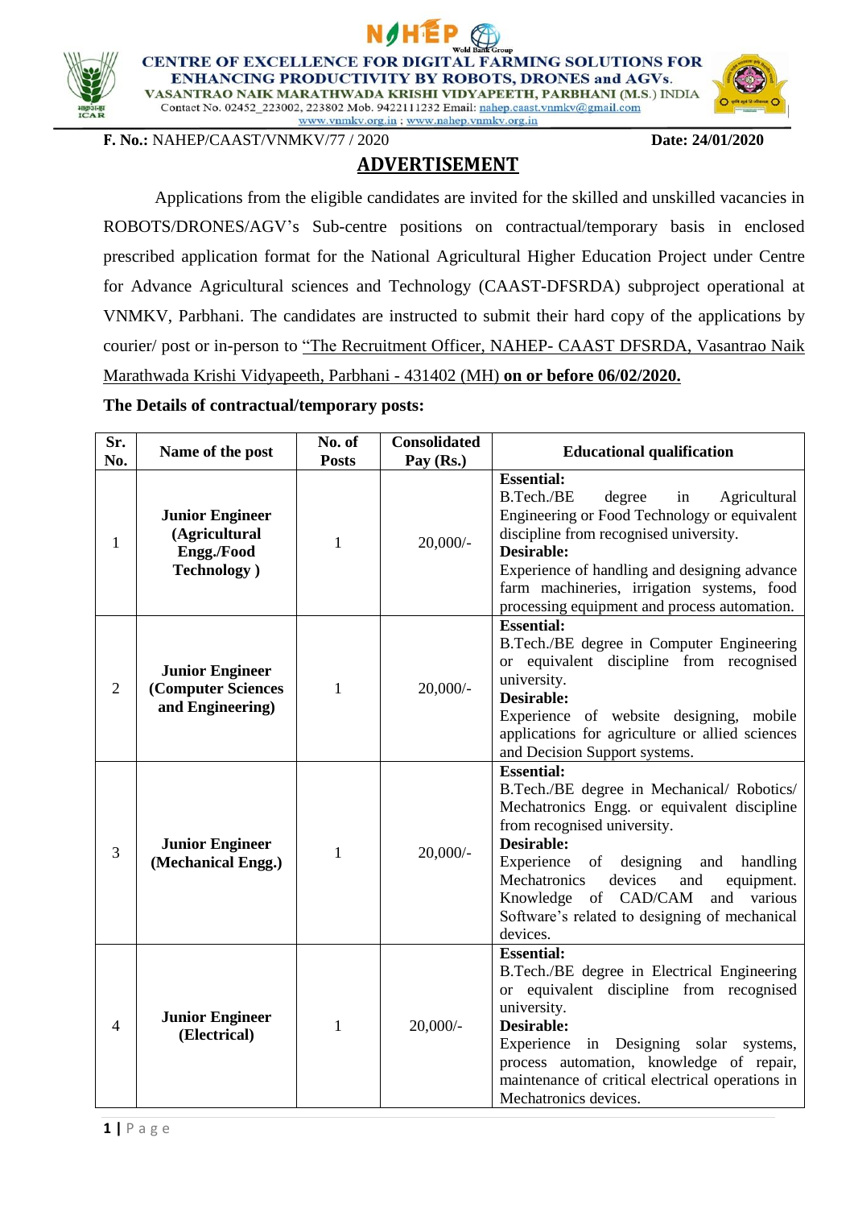NAHEP Wold Bank Group

**CENTRE OF EXCELLENCE FOR DIGITAL FARMING SOLUTIONS FOR ENHANCING PRODUCTIVITY BY ROBOTS, DRONES and AGVs.**
**VASANTRAO NAIK MARATHWADA KRISHI VIDYAPEETH, PARBHANI (M.S.) INDIA**
Contact No. 02452_223002, 223802 Mob. 9422111232 Email: nahep.caast.vnmkv@gmail.com
www.vnmkv.org.in ; www.nahep.vnmkv.org.in

**F. No.:** NAHEP/CAAST/VNMKV/77 / 2020 **Date: 24/01/2020**

# ADVERTISEMENT

Applications from the eligible candidates are invited for the skilled and unskilled vacancies in ROBOTS/DRONES/AGV's Sub-centre positions on contractual/temporary basis in enclosed prescribed application format for the National Agricultural Higher Education Project under Centre for Advance Agricultural sciences and Technology (CAAST-DFSRDA) subproject operational at VNMKV, Parbhani. The candidates are instructed to submit their hard copy of the applications by courier/ post or in-person to "The Recruitment Officer, NAHEP- CAAST DFSRDA, Vasantrao Naik Marathwada Krishi Vidyapeeth, Parbhani - 431402 (MH) **on or before 06/02/2020.**

**The Details of contractual/temporary posts:**

| Sr. No. | Name of the post | No. of Posts | Consolidated Pay (Rs.) | Educational qualification |
|---|---|---|---|---|
| 1 | **Junior Engineer (Agricultural Engg./Food Technology )** | 1 | 20,000/- | **Essential:** B.Tech./BE degree in Agricultural Engineering or Food Technology or equivalent discipline from recognised university. **Desirable:** Experience of handling and designing advance farm machineries, irrigation systems, food processing equipment and process automation. |
| 2 | **Junior Engineer (Computer Sciences and Engineering)** | 1 | 20,000/- | **Essential:** B.Tech./BE degree in Computer Engineering or equivalent discipline from recognised university. **Desirable:** Experience of website designing, mobile applications for agriculture or allied sciences and Decision Support systems. |
| 3 | **Junior Engineer (Mechanical Engg.)** | 1 | 20,000/- | **Essential:** B.Tech./BE degree in Mechanical/ Robotics/ Mechatronics Engg. or equivalent discipline from recognised university. **Desirable:** Experience of designing and handling Mechatronics devices and equipment. Knowledge of CAD/CAM and various Software's related to designing of mechanical devices. |
| 4 | **Junior Engineer (Electrical)** | 1 | 20,000/- | **Essential:** B.Tech./BE degree in Electrical Engineering or equivalent discipline from recognised university. **Desirable:** Experience in Designing solar systems, process automation, knowledge of repair, maintenance of critical electrical operations in Mechatronics devices. |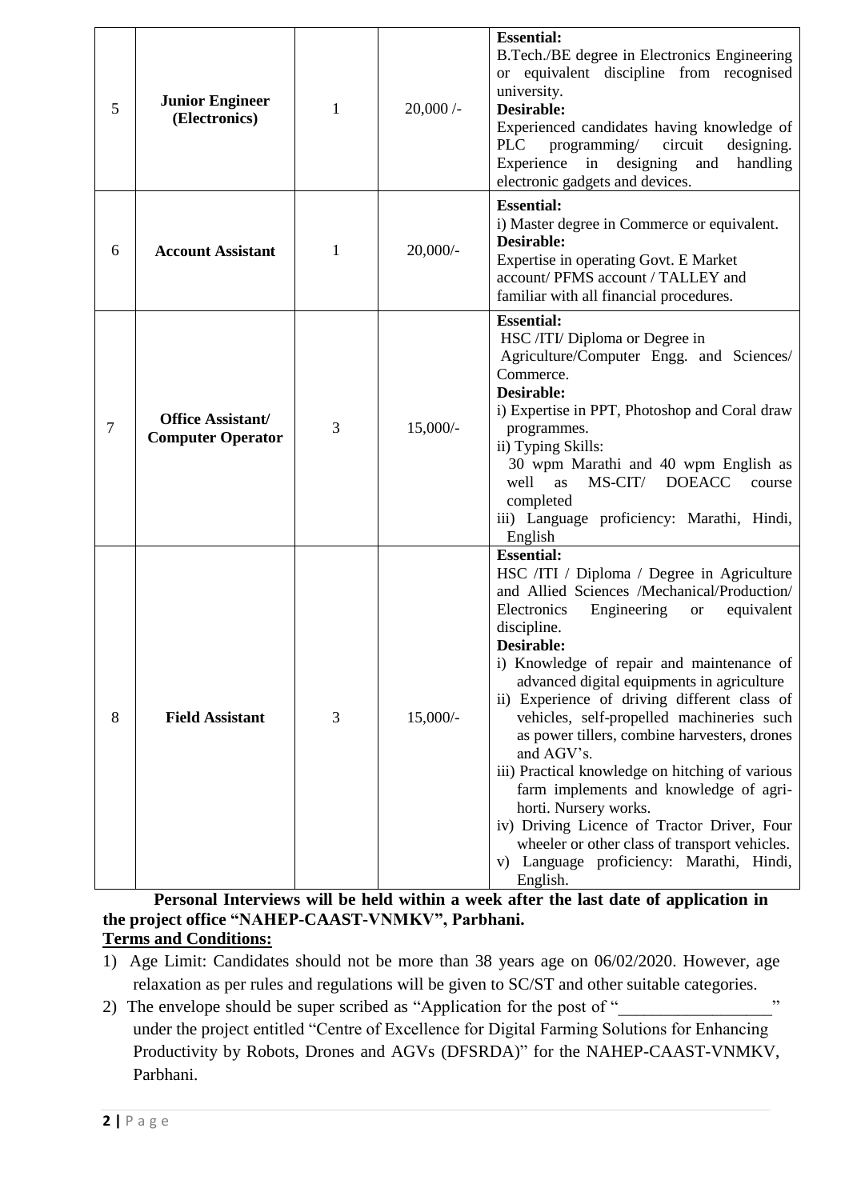| 5 | **Junior Engineer (Electronics)** | 1 | 20,000 /- | **Essential:** B.Tech./BE degree in Electronics Engineering or equivalent discipline from recognised university. **Desirable:** Experienced candidates having knowledge of PLC programming/ circuit designing. Experience in designing and handling electronic gadgets and devices. |
|---|---|---|---|---|
| 6 | **Account Assistant** | 1 | 20,000/- | **Essential:** i) Master degree in Commerce or equivalent. **Desirable:** Expertise in operating Govt. E Market account/ PFMS account / TALLEY and familiar with all financial procedures. |
| 7 | **Office Assistant/ Computer Operator** | 3 | 15,000/- | **Essential:** HSC /ITI/ Diploma or Degree in Agriculture/Computer Engg. and Sciences/ Commerce. **Desirable:** i) Expertise in PPT, Photoshop and Coral draw programmes. ii) Typing Skills: 30 wpm Marathi and 40 wpm English as well as MS-CIT/ DOEACC course completed iii) Language proficiency: Marathi, Hindi, English |
| 8 | **Field Assistant** | 3 | 15,000/- | **Essential:** HSC /ITI / Diploma / Degree in Agriculture and Allied Sciences /Mechanical/Production/ Electronics Engineering or equivalent discipline. **Desirable:** i) Knowledge of repair and maintenance of advanced digital equipments in agriculture ii) Experience of driving different class of vehicles, self-propelled machineries such as power tillers, combine harvesters, drones and AGV's. iii) Practical knowledge on hitching of various farm implements and knowledge of agri-horti. Nursery works. iv) Driving Licence of Tractor Driver, Four wheeler or other class of transport vehicles. v) Language proficiency: Marathi, Hindi, English. |

**Personal Interviews will be held within a week after the last date of application in the project office "NAHEP-CAAST-VNMKV", Parbhani.**

**Terms and Conditions:**

1) Age Limit: Candidates should not be more than 38 years age on 06/02/2020. However, age relaxation as per rules and regulations will be given to SC/ST and other suitable categories.
2) The envelope should be super scribed as "Application for the post of "_________________" under the project entitled "Centre of Excellence for Digital Farming Solutions for Enhancing Productivity by Robots, Drones and AGVs (DFSRDA)" for the NAHEP-CAAST-VNMKV, Parbhani.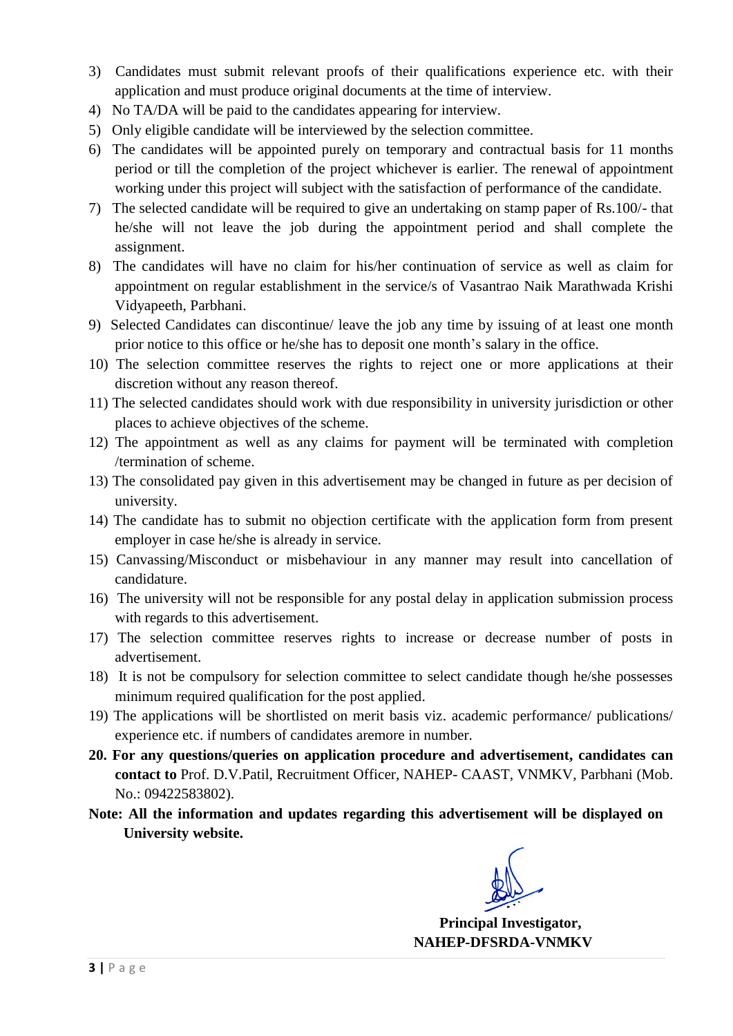3) Candidates must submit relevant proofs of their qualifications experience etc. with their application and must produce original documents at the time of interview.
4) No TA/DA will be paid to the candidates appearing for interview.
5) Only eligible candidate will be interviewed by the selection committee.
6) The candidates will be appointed purely on temporary and contractual basis for 11 months period or till the completion of the project whichever is earlier. The renewal of appointment working under this project will subject with the satisfaction of performance of the candidate.
7) The selected candidate will be required to give an undertaking on stamp paper of Rs.100/- that he/she will not leave the job during the appointment period and shall complete the assignment.
8) The candidates will have no claim for his/her continuation of service as well as claim for appointment on regular establishment in the service/s of Vasantrao Naik Marathwada Krishi Vidyapeeth, Parbhani.
9) Selected Candidates can discontinue/ leave the job any time by issuing of at least one month prior notice to this office or he/she has to deposit one month's salary in the office.
10) The selection committee reserves the rights to reject one or more applications at their discretion without any reason thereof.
11) The selected candidates should work with due responsibility in university jurisdiction or other places to achieve objectives of the scheme.
12) The appointment as well as any claims for payment will be terminated with completion /termination of scheme.
13) The consolidated pay given in this advertisement may be changed in future as per decision of university.
14) The candidate has to submit no objection certificate with the application form from present employer in case he/she is already in service.
15) Canvassing/Misconduct or misbehaviour in any manner may result into cancellation of candidature.
16) The university will not be responsible for any postal delay in application submission process with regards to this advertisement.
17) The selection committee reserves rights to increase or decrease number of posts in advertisement.
18) It is not be compulsory for selection committee to select candidate though he/she possesses minimum required qualification for the post applied.
19) The applications will be shortlisted on merit basis viz. academic performance/ publications/ experience etc. if numbers of candidates aremore in number.

**20. For any questions/queries on application procedure and advertisement, candidates can contact to** Prof. D.V.Patil, Recruitment Officer, NAHEP- CAAST, VNMKV, Parbhani (Mob. No.: 09422583802).

**Note: All the information and updates regarding this advertisement will be displayed on University website.**

**Principal Investigator,**
**NAHEP-DFSRDA-VNMKV**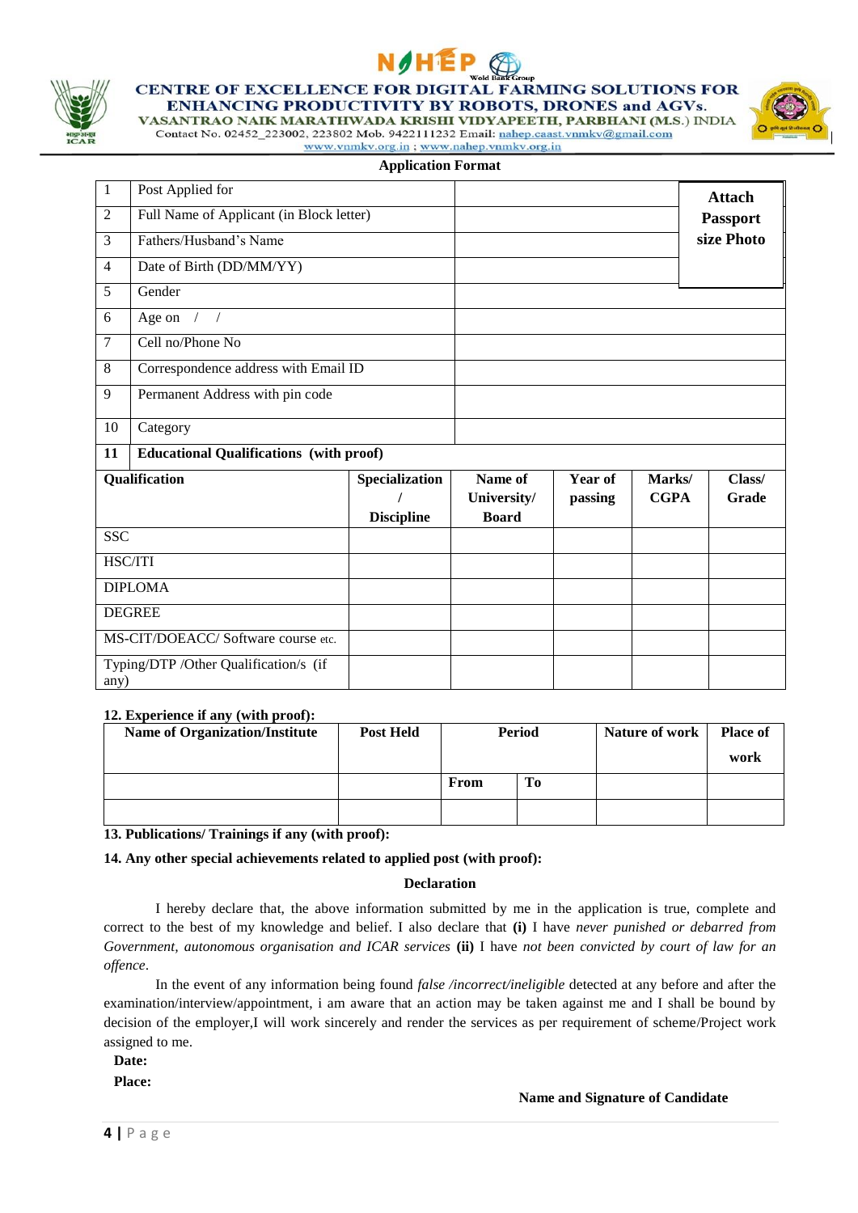NAHEP World Bank Group

**CENTRE OF EXCELLENCE FOR DIGITAL FARMING SOLUTIONS FOR ENHANCING PRODUCTIVITY BY ROBOTS, DRONES and AGVs.**

**VASANTRAO NAIK MARATHWADA KRISHI VIDYAPEETH, PARBHANI (M.S.) INDIA**

Contact No. 02452_223002, 223802 Mob. 9422111232 Email: nahep.caast.vnmkv@gmail.com

www.vnmkv.org.in ; www.nahep.vnmkv.org.in

## Application Format

| | | | |
|---|---|---|---|
| 1 | Post Applied for | | **Attach Passport size Photo** |
| 2 | Full Name of Applicant (in Block letter) | | |
| 3 | Fathers/Husband's Name | | |
| 4 | Date of Birth (DD/MM/YY) | | |
| 5 | Gender | | |
| 6 | Age on / / | | |
| 7 | Cell no/Phone No | | |
| 8 | Correspondence address with Email ID | | |
| 9 | Permanent Address with pin code | | |
| 10 | Category | | |
| **11** | **Educational Qualifications (with proof)** | | |

| **Qualification** | **Specialization / Discipline** | **Name of University/ Board** | **Year of passing** | **Marks/ CGPA** | **Class/ Grade** |
|---|---|---|---|---|---|
| SSC | | | | | |
| HSC/ITI | | | | | |
| DIPLOMA | | | | | |
| DEGREE | | | | | |
| MS-CIT/DOEACC/ Software course etc. | | | | | |
| Typing/DTP /Other Qualification/s (if any) | | | | | |

**12. Experience if any (with proof):**

| **Name of Organization/Institute** | **Post Held** | **Period** | | **Nature of work** | **Place of work** |
|---|---|---|---|---|---|
| | | **From** | **To** | | |
| | | | | | |

**13. Publications/ Trainings if any (with proof):**

**14. Any other special achievements related to applied post (with proof):**

### Declaration

I hereby declare that, the above information submitted by me in the application is true, complete and correct to the best of my knowledge and belief. I also declare that **(i)** I have *never punished or debarred from Government, autonomous organisation and ICAR services* **(ii)** I have *not been convicted by court of law for an offence*.

In the event of any information being found *false /incorrect/ineligible* detected at any before and after the examination/interview/appointment, i am aware that an action may be taken against me and I shall be bound by decision of the employer,I will work sincerely and render the services as per requirement of scheme/Project work assigned to me.

**Date:**

**Place:**

**Name and Signature of Candidate**